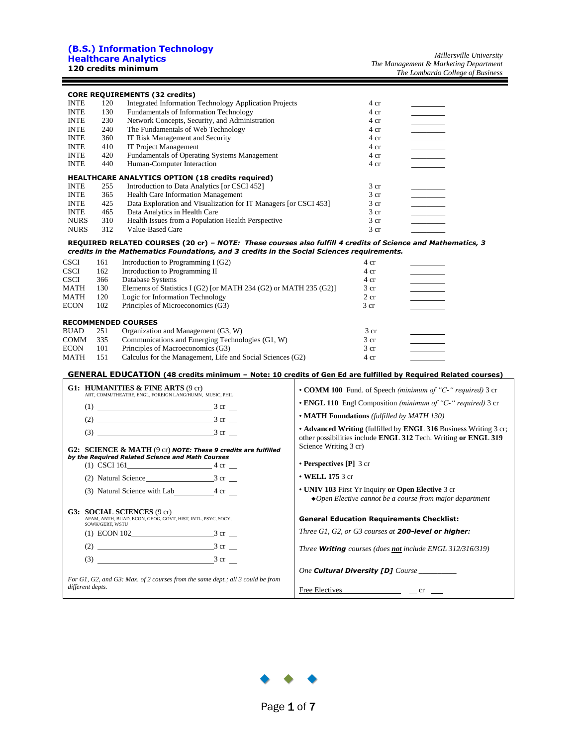# (B.S.) Information Technology
## Healthcare Analytics
**120 credits minimum**

*Millersville University*
*The Management & Marketing Department*
*The Lombardo College of Business*

### CORE REQUIREMENTS (32 credits)

| | | | | |
|---|---|---|---|---|
| INTE | 120 | Integrated Information Technology Application Projects | 4 cr | ________ |
| INTE | 130 | Fundamentals of Information Technology | 4 cr | ________ |
| INTE | 230 | Network Concepts, Security, and Administration | 4 cr | ________ |
| INTE | 240 | The Fundamentals of Web Technology | 4 cr | ________ |
| INTE | 360 | IT Risk Management and Security | 4 cr | ________ |
| INTE | 410 | IT Project Management | 4 cr | ________ |
| INTE | 420 | Fundamentals of Operating Systems Management | 4 cr | ________ |
| INTE | 440 | Human-Computer Interaction | 4 cr | ________ |

### HEALTHCARE ANALYTICS OPTION (18 credits required)

| | | | | |
|---|---|---|---|---|
| INTE | 255 | Introduction to Data Analytics [or CSCI 452] | 3 cr | ________ |
| INTE | 365 | Health Care Information Management | 3 cr | ________ |
| INTE | 425 | Data Exploration and Visualization for IT Managers [or CSCI 453] | 3 cr | ________ |
| INTE | 465 | Data Analytics in Health Care | 3 cr | ________ |
| NURS | 310 | Health Issues from a Population Health Perspective | 3 cr | ________ |
| NURS | 312 | Value-Based Care | 3 cr | ________ |

### REQUIRED RELATED COURSES (20 cr) – *NOTE: These courses also fulfill 4 credits of Science and Mathematics, 3 credits in the Mathematics Foundations, and 3 credits in the Social Sciences requirements.*

| | | | | |
|---|---|---|---|---|
| CSCI | 161 | Introduction to Programming I (G2) | 4 cr | ________ |
| CSCI | 162 | Introduction to Programming II | 4 cr | ________ |
| CSCI | 366 | Database Systems | 4 cr | ________ |
| MATH | 130 | Elements of Statistics I (G2) [or MATH 234 (G2) or MATH 235 (G2)] | 3 cr | ________ |
| MATH | 120 | Logic for Information Technology | 2 cr | ________ |
| ECON | 102 | Principles of Microeconomics (G3) | 3 cr | ________ |

### RECOMMENDED COURSES

| | | | | |
|---|---|---|---|---|
| BUAD | 251 | Organization and Management (G3, W) | 3 cr | ________ |
| COMM | 335 | Communications and Emerging Technologies (G1, W) | 3 cr | ________ |
| ECON | 101 | Principles of Macroeconomics (G3) | 3 cr | ________ |
| MATH | 151 | Calculus for the Management, Life and Social Sciences (G2) | 4 cr | ________ |

### GENERAL EDUCATION (48 credits minimum – Note: 10 credits of Gen Ed are fulfilled by Required Related courses)

**G1: HUMANITIES & FINE ARTS** (9 cr)
ART, COMM/THEATRE, ENGL, FOREIGN LANG/HUMN, MUSIC, PHIL

(1) ____________________ 3 cr __
(2) ____________________ 3 cr __
(3) ____________________ 3 cr __

**G2: SCIENCE & MATH** (9 cr) ***NOTE: These 9 credits are fulfilled by the Required Related Science and Math Courses***

(1) CSCI 161 ____________ 4 cr __
(2) Natural Science ____________ 3 cr __
(3) Natural Science with Lab ____________ 4 cr __

**G3: SOCIAL SCIENCES** (9 cr)
AFAM, ANTH, BUAD, ECON, GEOG, GOVT, HIST, INTL, PSYC, SOCY, SOWK/GERT, WSTU

(1) ECON 102 ____________ 3 cr __
(2) ____________________ 3 cr __
(3) ____________________ 3 cr __

*For G1, G2, and G3: Max. of 2 courses from the same dept.; all 3 could be from different depts.*

- **COMM 100** Fund. of Speech *(minimum of "C-" required)* 3 cr
- **ENGL 110** Engl Composition *(minimum of "C-" required)* 3 cr
- **MATH Foundations** *(fulfilled by MATH 130)*
- **Advanced Writing** (fulfilled by **ENGL 316** Business Writing 3 cr; other possibilities include **ENGL 312** Tech. Writing **or ENGL 319** Science Writing 3 cr)
- **Perspectives [P]** 3 cr
- **WELL 175** 3 cr
- **UNIV 103** First Yr Inquiry **or Open Elective** 3 cr
  - ◆*Open Elective cannot be a course from major department*

**General Education Requirements Checklist:**

*Three G1, G2, or G3 courses at* ***200-level or higher:***

*Three* ***Writing*** *courses (does* ***not*** *include ENGL 312/316/319)*

*One* ***Cultural Diversity [D]*** *Course* ________

Free Electives ____________ __ cr ___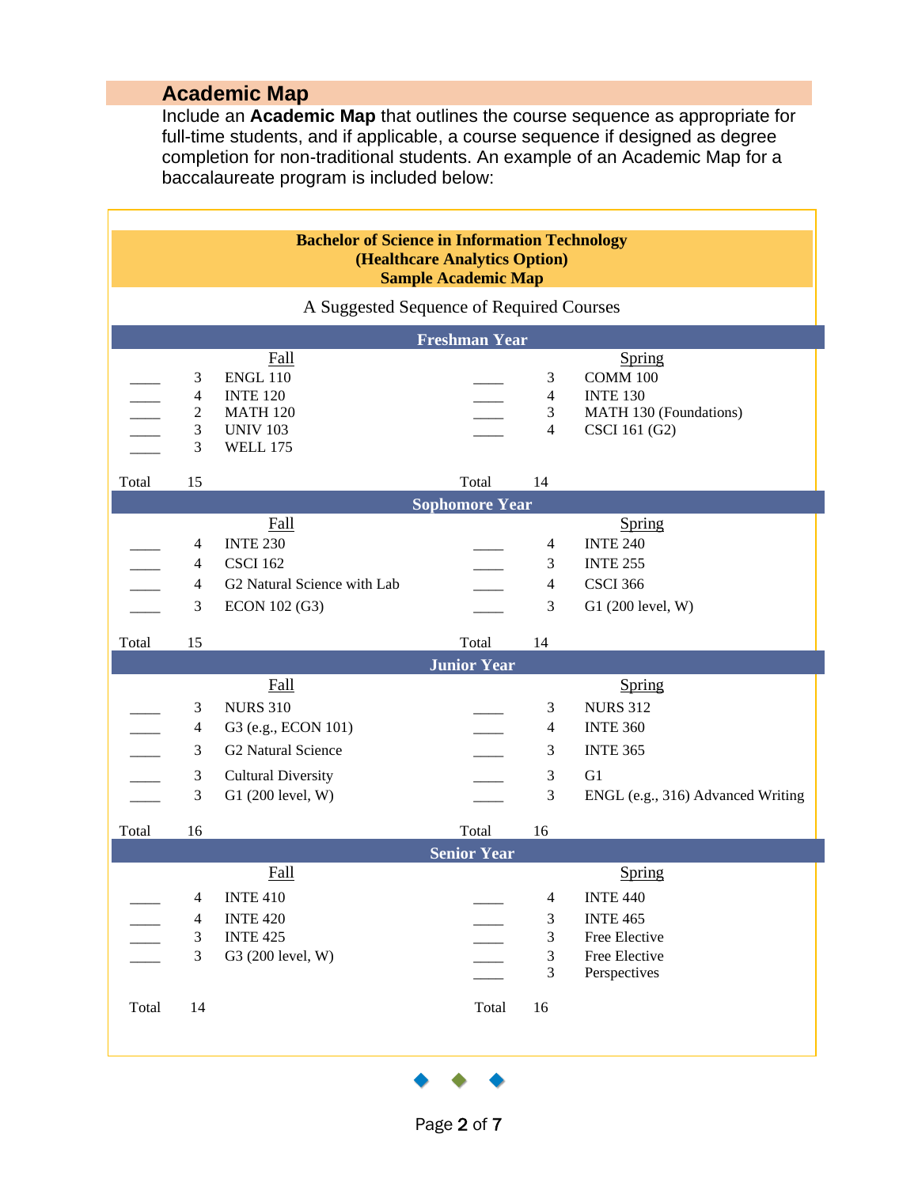## Academic Map

Include an **Academic Map** that outlines the course sequence as appropriate for full-time students, and if applicable, a course sequence if designed as degree completion for non-traditional students. An example of an Academic Map for a baccalaureate program is included below:

**Bachelor of Science in Information Technology**
**(Healthcare Analytics Option)**
**Sample Academic Map**

A Suggested Sequence of Required Courses

| | Credits | Course | | Credits | Course |
|---|---|---|---|---|---|
| **Freshman Year** | | | | | |
| | | Fall | | | Spring |
| ____ | 3 | ENGL 110 | ____ | 3 | COMM 100 |
| ____ | 4 | INTE 120 | ____ | 4 | INTE 130 |
| ____ | 2 | MATH 120 | ____ | 3 | MATH 130 (Foundations) |
| ____ | 3 | UNIV 103 | ____ | 4 | CSCI 161 (G2) |
| ____ | 3 | WELL 175 | | | |
| Total | 15 | | Total | 14 | |
| **Sophomore Year** | | | | | |
| | | Fall | | | Spring |
| ____ | 4 | INTE 230 | ____ | 4 | INTE 240 |
| ____ | 4 | CSCI 162 | ____ | 3 | INTE 255 |
| ____ | 4 | G2 Natural Science with Lab | ____ | 4 | CSCI 366 |
| ____ | 3 | ECON 102 (G3) | ____ | 3 | G1 (200 level, W) |
| Total | 15 | | Total | 14 | |
| **Junior Year** | | | | | |
| | | Fall | | | Spring |
| ____ | 3 | NURS 310 | ____ | 3 | NURS 312 |
| ____ | 4 | G3 (e.g., ECON 101) | ____ | 4 | INTE 360 |
| ____ | 3 | G2 Natural Science | ____ | 3 | INTE 365 |
| ____ | 3 | Cultural Diversity | ____ | 3 | G1 |
| ____ | 3 | G1 (200 level, W) | ____ | 3 | ENGL (e.g., 316) Advanced Writing |
| Total | 16 | | Total | 16 | |
| **Senior Year** | | | | | |
| | | Fall | | | Spring |
| ____ | 4 | INTE 410 | ____ | 4 | INTE 440 |
| ____ | 4 | INTE 420 | ____ | 3 | INTE 465 |
| ____ | 3 | INTE 425 | ____ | 3 | Free Elective |
| ____ | 3 | G3 (200 level, W) | ____ | 3 | Free Elective |
| | | | ____ | 3 | Perspectives |
| Total | 14 | | Total | 16 | |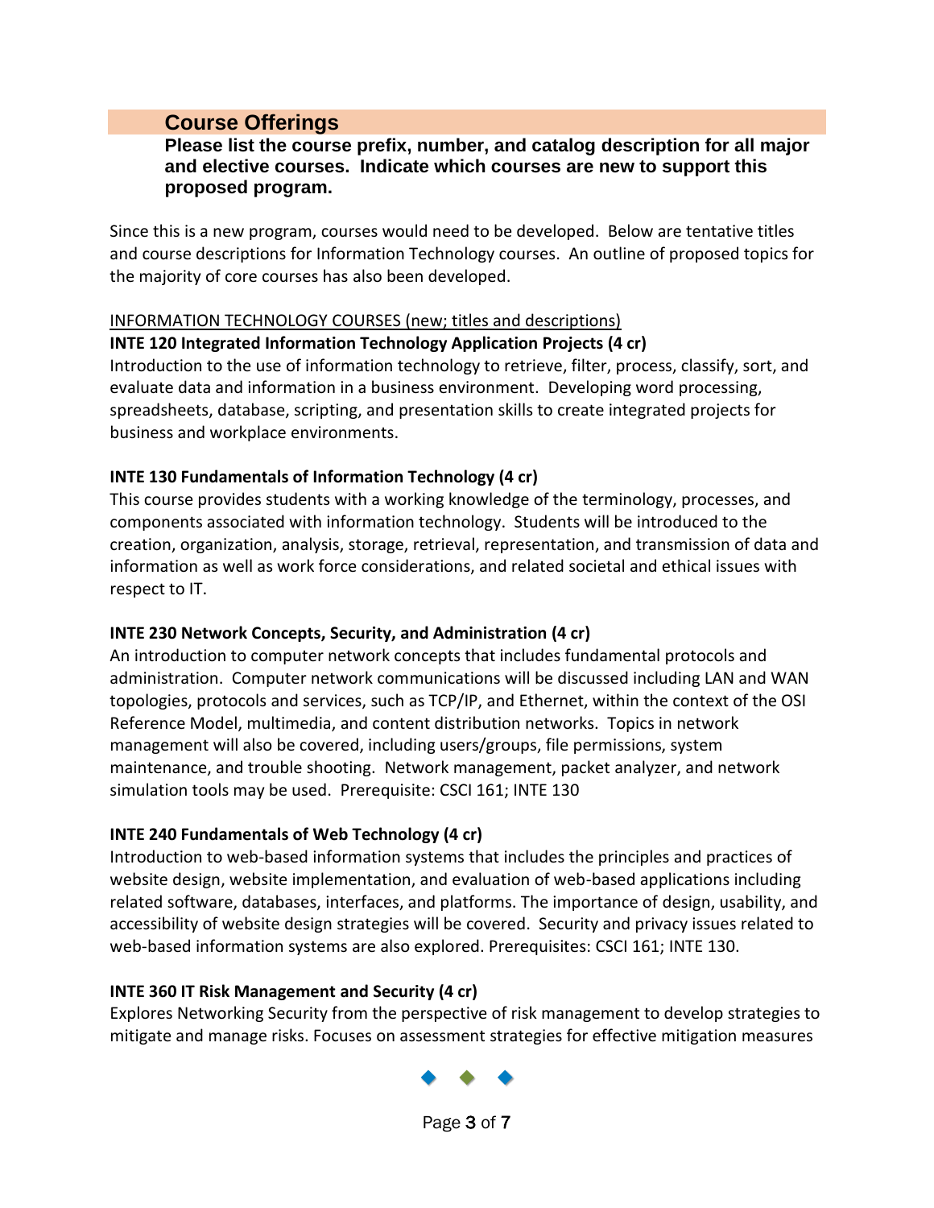## Course Offerings

**Please list the course prefix, number, and catalog description for all major and elective courses. Indicate which courses are new to support this proposed program.**

Since this is a new program, courses would need to be developed. Below are tentative titles and course descriptions for Information Technology courses. An outline of proposed topics for the majority of core courses has also been developed.

INFORMATION TECHNOLOGY COURSES (new; titles and descriptions)

**INTE 120 Integrated Information Technology Application Projects (4 cr)**
Introduction to the use of information technology to retrieve, filter, process, classify, sort, and evaluate data and information in a business environment. Developing word processing, spreadsheets, database, scripting, and presentation skills to create integrated projects for business and workplace environments.

**INTE 130 Fundamentals of Information Technology (4 cr)**
This course provides students with a working knowledge of the terminology, processes, and components associated with information technology. Students will be introduced to the creation, organization, analysis, storage, retrieval, representation, and transmission of data and information as well as work force considerations, and related societal and ethical issues with respect to IT.

**INTE 230 Network Concepts, Security, and Administration (4 cr)**
An introduction to computer network concepts that includes fundamental protocols and administration. Computer network communications will be discussed including LAN and WAN topologies, protocols and services, such as TCP/IP, and Ethernet, within the context of the OSI Reference Model, multimedia, and content distribution networks. Topics in network management will also be covered, including users/groups, file permissions, system maintenance, and trouble shooting. Network management, packet analyzer, and network simulation tools may be used. Prerequisite: CSCI 161; INTE 130

**INTE 240 Fundamentals of Web Technology (4 cr)**
Introduction to web-based information systems that includes the principles and practices of website design, website implementation, and evaluation of web-based applications including related software, databases, interfaces, and platforms. The importance of design, usability, and accessibility of website design strategies will be covered. Security and privacy issues related to web-based information systems are also explored. Prerequisites: CSCI 161; INTE 130.

**INTE 360 IT Risk Management and Security (4 cr)**
Explores Networking Security from the perspective of risk management to develop strategies to mitigate and manage risks. Focuses on assessment strategies for effective mitigation measures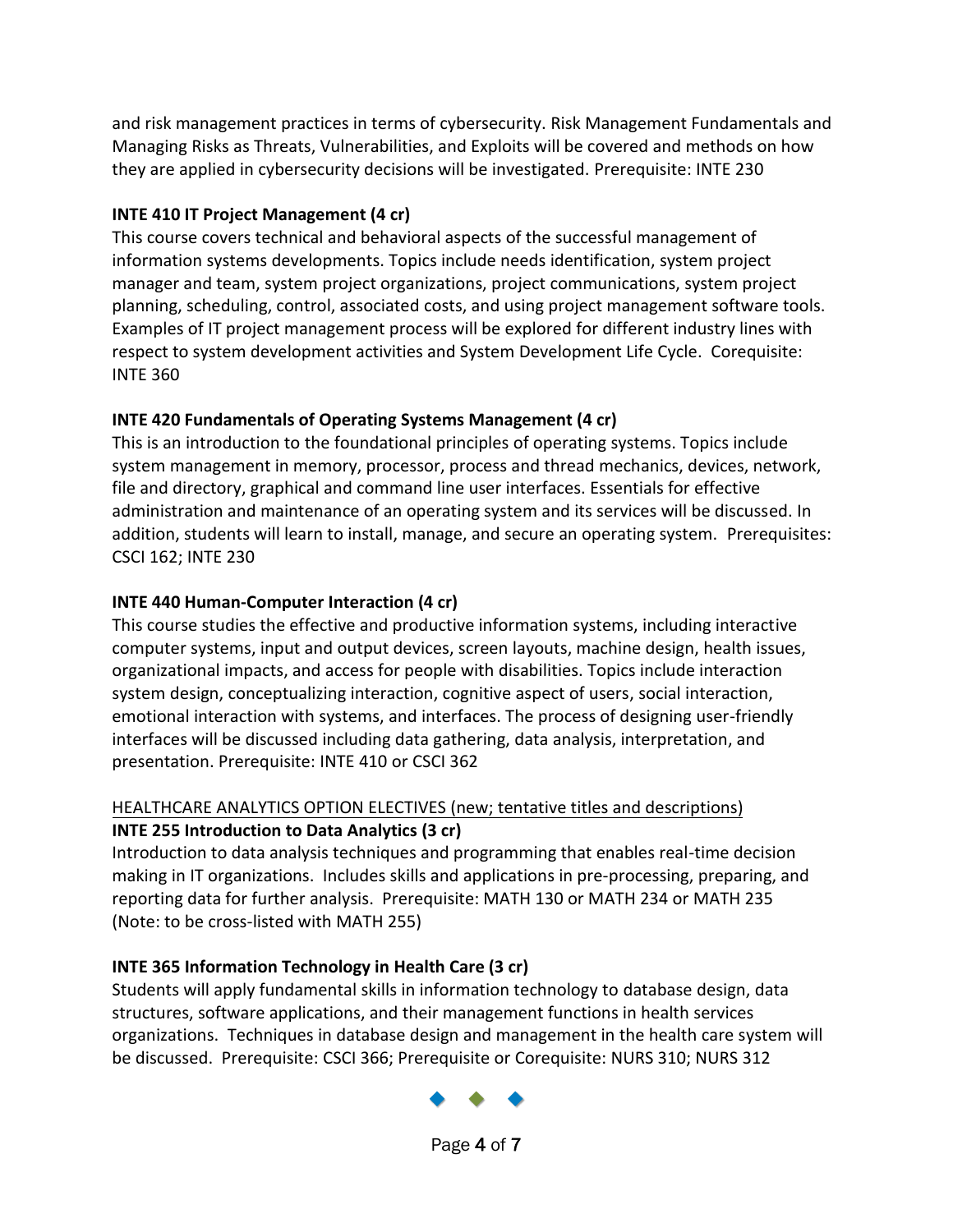and risk management practices in terms of cybersecurity. Risk Management Fundamentals and Managing Risks as Threats, Vulnerabilities, and Exploits will be covered and methods on how they are applied in cybersecurity decisions will be investigated. Prerequisite: INTE 230

**INTE 410 IT Project Management (4 cr)**
This course covers technical and behavioral aspects of the successful management of information systems developments. Topics include needs identification, system project manager and team, system project organizations, project communications, system project planning, scheduling, control, associated costs, and using project management software tools. Examples of IT project management process will be explored for different industry lines with respect to system development activities and System Development Life Cycle. Corequisite: INTE 360

**INTE 420 Fundamentals of Operating Systems Management (4 cr)**
This is an introduction to the foundational principles of operating systems. Topics include system management in memory, processor, process and thread mechanics, devices, network, file and directory, graphical and command line user interfaces. Essentials for effective administration and maintenance of an operating system and its services will be discussed. In addition, students will learn to install, manage, and secure an operating system. Prerequisites: CSCI 162; INTE 230

**INTE 440 Human-Computer Interaction (4 cr)**
This course studies the effective and productive information systems, including interactive computer systems, input and output devices, screen layouts, machine design, health issues, organizational impacts, and access for people with disabilities. Topics include interaction system design, conceptualizing interaction, cognitive aspect of users, social interaction, emotional interaction with systems, and interfaces. The process of designing user-friendly interfaces will be discussed including data gathering, data analysis, interpretation, and presentation. Prerequisite: INTE 410 or CSCI 362

<u>HEALTHCARE ANALYTICS OPTION ELECTIVES (new; tentative titles and descriptions)</u>

**INTE 255 Introduction to Data Analytics (3 cr)**
Introduction to data analysis techniques and programming that enables real-time decision making in IT organizations. Includes skills and applications in pre-processing, preparing, and reporting data for further analysis. Prerequisite: MATH 130 or MATH 234 or MATH 235 (Note: to be cross-listed with MATH 255)

**INTE 365 Information Technology in Health Care (3 cr)**
Students will apply fundamental skills in information technology to database design, data structures, software applications, and their management functions in health services organizations. Techniques in database design and management in the health care system will be discussed. Prerequisite: CSCI 366; Prerequisite or Corequisite: NURS 310; NURS 312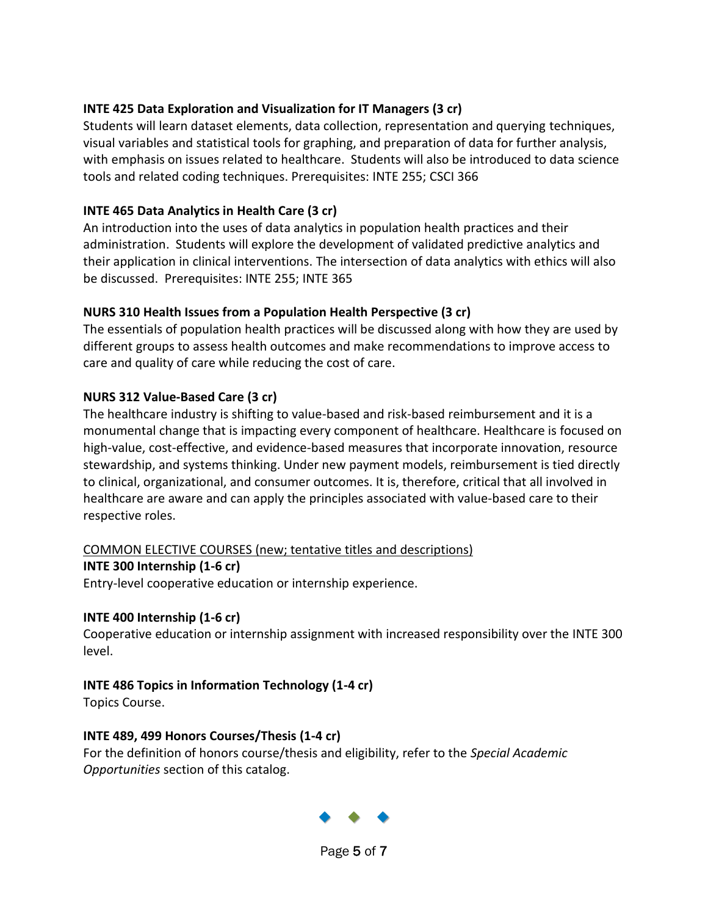**INTE 425 Data Exploration and Visualization for IT Managers (3 cr)**
Students will learn dataset elements, data collection, representation and querying techniques, visual variables and statistical tools for graphing, and preparation of data for further analysis, with emphasis on issues related to healthcare. Students will also be introduced to data science tools and related coding techniques. Prerequisites: INTE 255; CSCI 366

**INTE 465 Data Analytics in Health Care (3 cr)**
An introduction into the uses of data analytics in population health practices and their administration. Students will explore the development of validated predictive analytics and their application in clinical interventions. The intersection of data analytics with ethics will also be discussed. Prerequisites: INTE 255; INTE 365

**NURS 310 Health Issues from a Population Health Perspective (3 cr)**
The essentials of population health practices will be discussed along with how they are used by different groups to assess health outcomes and make recommendations to improve access to care and quality of care while reducing the cost of care.

**NURS 312 Value-Based Care (3 cr)**
The healthcare industry is shifting to value-based and risk-based reimbursement and it is a monumental change that is impacting every component of healthcare. Healthcare is focused on high-value, cost-effective, and evidence-based measures that incorporate innovation, resource stewardship, and systems thinking. Under new payment models, reimbursement is tied directly to clinical, organizational, and consumer outcomes. It is, therefore, critical that all involved in healthcare are aware and can apply the principles associated with value-based care to their respective roles.

<u>COMMON ELECTIVE COURSES (new; tentative titles and descriptions)</u>

**INTE 300 Internship (1-6 cr)**
Entry-level cooperative education or internship experience.

**INTE 400 Internship (1-6 cr)**
Cooperative education or internship assignment with increased responsibility over the INTE 300 level.

**INTE 486 Topics in Information Technology (1-4 cr)**
Topics Course.

**INTE 489, 499 Honors Courses/Thesis (1-4 cr)**
For the definition of honors course/thesis and eligibility, refer to the *Special Academic Opportunities* section of this catalog.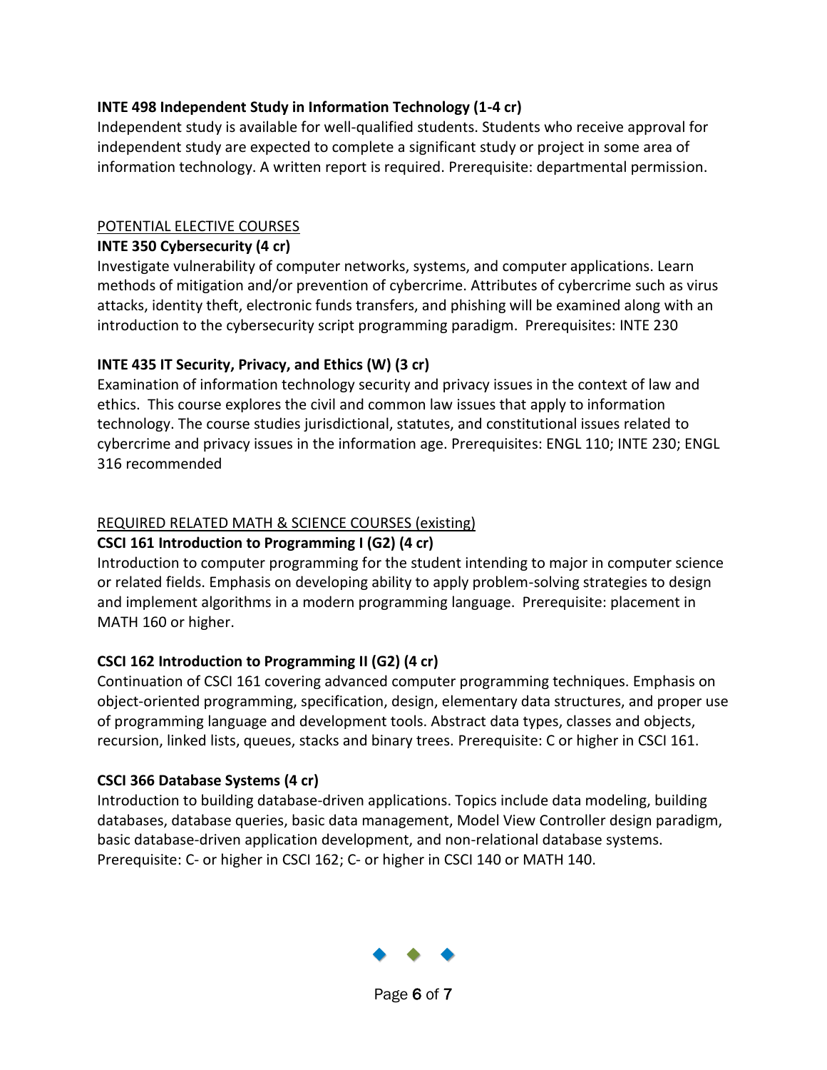**INTE 498 Independent Study in Information Technology (1-4 cr)**
Independent study is available for well-qualified students. Students who receive approval for independent study are expected to complete a significant study or project in some area of information technology. A written report is required. Prerequisite: departmental permission.

<u>POTENTIAL ELECTIVE COURSES</u>

**INTE 350 Cybersecurity (4 cr)**
Investigate vulnerability of computer networks, systems, and computer applications. Learn methods of mitigation and/or prevention of cybercrime. Attributes of cybercrime such as virus attacks, identity theft, electronic funds transfers, and phishing will be examined along with an introduction to the cybersecurity script programming paradigm. Prerequisites: INTE 230

**INTE 435 IT Security, Privacy, and Ethics (W) (3 cr)**
Examination of information technology security and privacy issues in the context of law and ethics. This course explores the civil and common law issues that apply to information technology. The course studies jurisdictional, statutes, and constitutional issues related to cybercrime and privacy issues in the information age. Prerequisites: ENGL 110; INTE 230; ENGL 316 recommended

<u>REQUIRED RELATED MATH & SCIENCE COURSES (existing)</u>

**CSCI 161 Introduction to Programming I (G2) (4 cr)**
Introduction to computer programming for the student intending to major in computer science or related fields. Emphasis on developing ability to apply problem-solving strategies to design and implement algorithms in a modern programming language. Prerequisite: placement in MATH 160 or higher.

**CSCI 162 Introduction to Programming II (G2) (4 cr)**
Continuation of CSCI 161 covering advanced computer programming techniques. Emphasis on object-oriented programming, specification, design, elementary data structures, and proper use of programming language and development tools. Abstract data types, classes and objects, recursion, linked lists, queues, stacks and binary trees. Prerequisite: C or higher in CSCI 161.

**CSCI 366 Database Systems (4 cr)**
Introduction to building database-driven applications. Topics include data modeling, building databases, database queries, basic data management, Model View Controller design paradigm, basic database-driven application development, and non-relational database systems. Prerequisite: C- or higher in CSCI 162; C- or higher in CSCI 140 or MATH 140.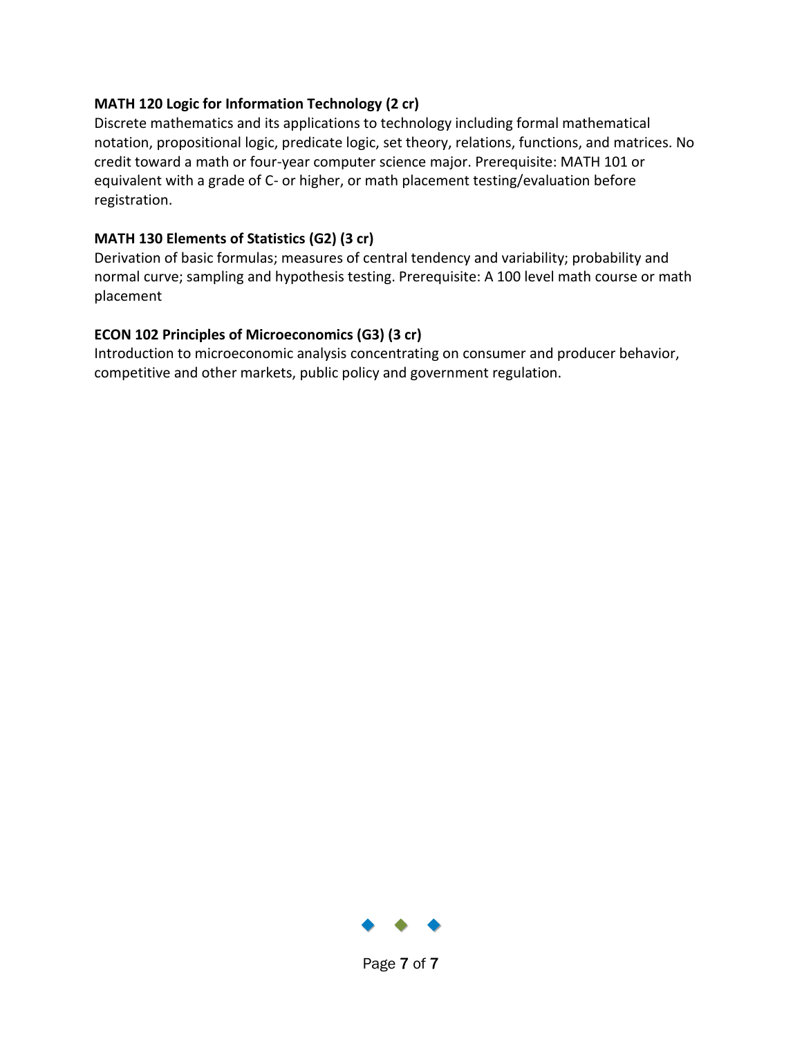**MATH 120 Logic for Information Technology (2 cr)**
Discrete mathematics and its applications to technology including formal mathematical notation, propositional logic, predicate logic, set theory, relations, functions, and matrices. No credit toward a math or four-year computer science major. Prerequisite: MATH 101 or equivalent with a grade of C- or higher, or math placement testing/evaluation before registration.

**MATH 130 Elements of Statistics (G2) (3 cr)**
Derivation of basic formulas; measures of central tendency and variability; probability and normal curve; sampling and hypothesis testing. Prerequisite: A 100 level math course or math placement

**ECON 102 Principles of Microeconomics (G3) (3 cr)**
Introduction to microeconomic analysis concentrating on consumer and producer behavior, competitive and other markets, public policy and government regulation.